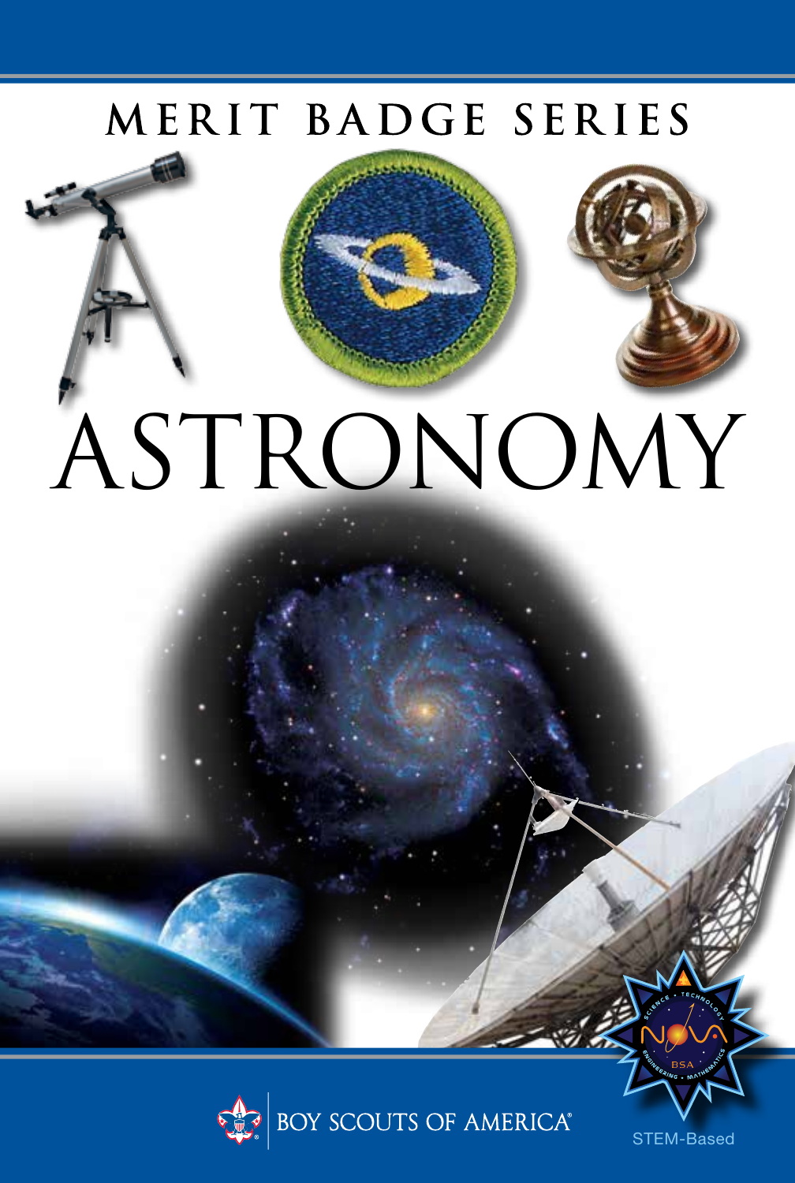MERIT BADGE SERIES

# ASTRONOMY

BOY SCOUTS OF AMERICA®

STEM-Based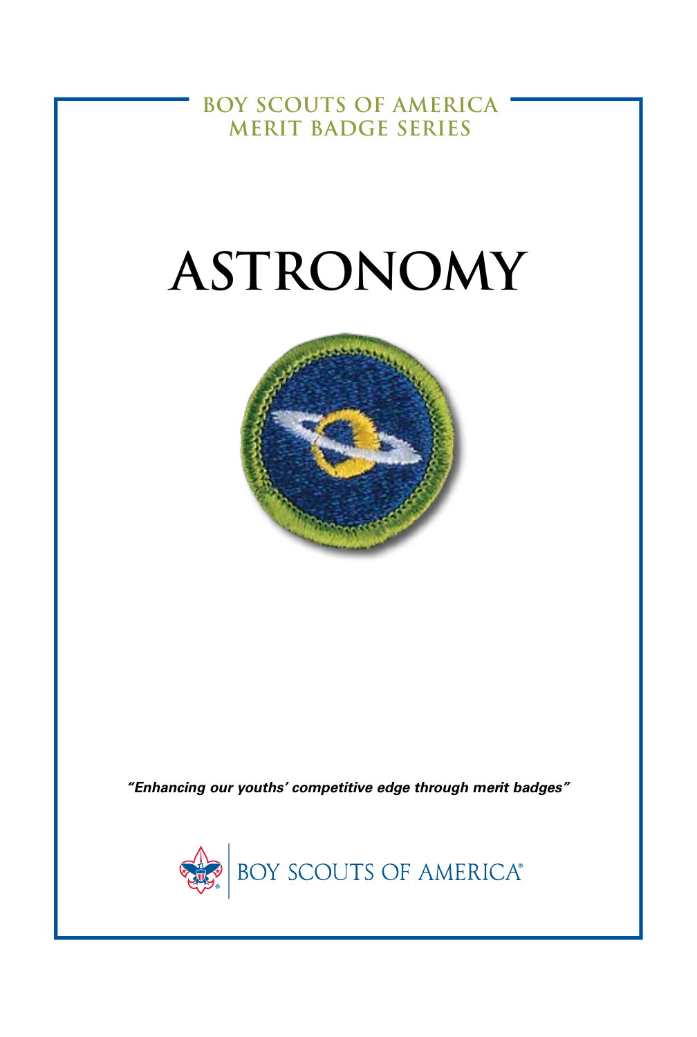BOY SCOUTS OF AMERICA
MERIT BADGE SERIES

# ASTRONOMY

*"Enhancing our youths' competitive edge through merit badges"*

BOY SCOUTS OF AMERICA®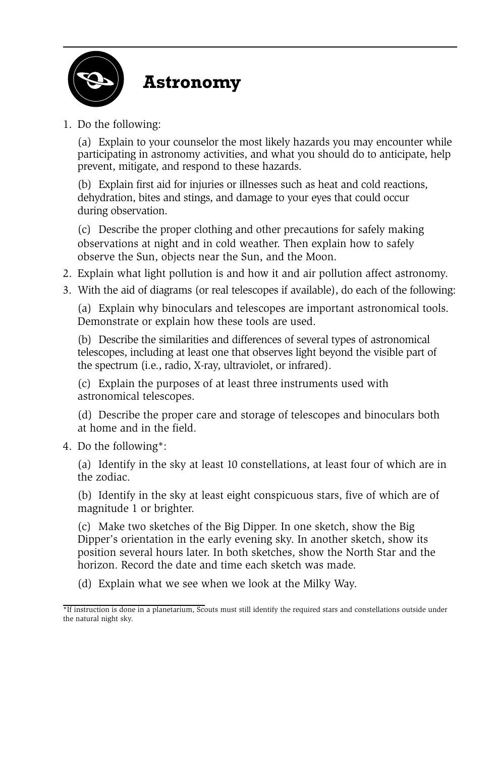# Astronomy

1. Do the following:

   (a) Explain to your counselor the most likely hazards you may encounter while participating in astronomy activities, and what you should do to anticipate, help prevent, mitigate, and respond to these hazards.

   (b) Explain first aid for injuries or illnesses such as heat and cold reactions, dehydration, bites and stings, and damage to your eyes that could occur during observation.

   (c) Describe the proper clothing and other precautions for safely making observations at night and in cold weather. Then explain how to safely observe the Sun, objects near the Sun, and the Moon.

2. Explain what light pollution is and how it and air pollution affect astronomy.

3. With the aid of diagrams (or real telescopes if available), do each of the following:

   (a) Explain why binoculars and telescopes are important astronomical tools. Demonstrate or explain how these tools are used.

   (b) Describe the similarities and differences of several types of astronomical telescopes, including at least one that observes light beyond the visible part of the spectrum (i.e., radio, X-ray, ultraviolet, or infrared).

   (c) Explain the purposes of at least three instruments used with astronomical telescopes.

   (d) Describe the proper care and storage of telescopes and binoculars both at home and in the field.

4. Do the following*:

   (a) Identify in the sky at least 10 constellations, at least four of which are in the zodiac.

   (b) Identify in the sky at least eight conspicuous stars, five of which are of magnitude 1 or brighter.

   (c) Make two sketches of the Big Dipper. In one sketch, show the Big Dipper's orientation in the early evening sky. In another sketch, show its position several hours later. In both sketches, show the North Star and the horizon. Record the date and time each sketch was made.

   (d) Explain what we see when we look at the Milky Way.

*If instruction is done in a planetarium, Scouts must still identify the required stars and constellations outside under the natural night sky.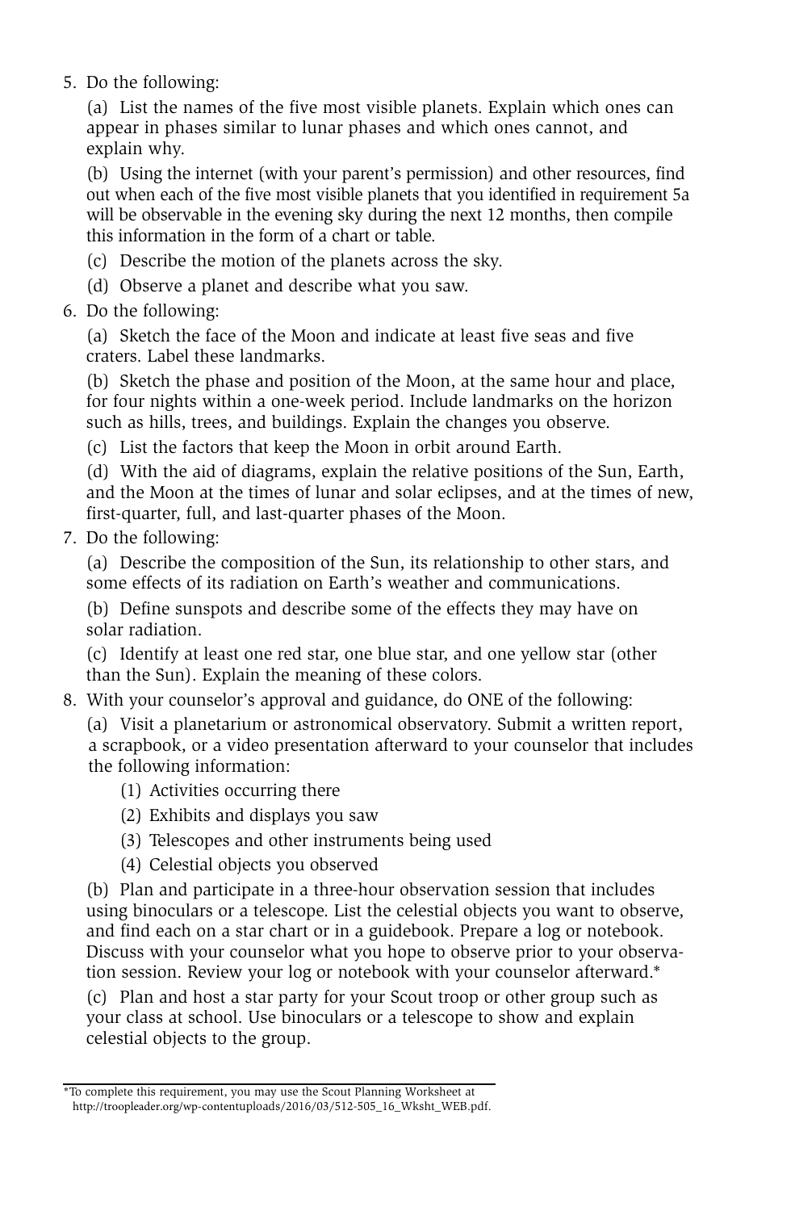5. Do the following:

   (a) List the names of the five most visible planets. Explain which ones can appear in phases similar to lunar phases and which ones cannot, and explain why.

   (b) Using the internet (with your parent's permission) and other resources, find out when each of the five most visible planets that you identified in requirement 5a will be observable in the evening sky during the next 12 months, then compile this information in the form of a chart or table.

   (c) Describe the motion of the planets across the sky.

   (d) Observe a planet and describe what you saw.

6. Do the following:

   (a) Sketch the face of the Moon and indicate at least five seas and five craters. Label these landmarks.

   (b) Sketch the phase and position of the Moon, at the same hour and place, for four nights within a one-week period. Include landmarks on the horizon such as hills, trees, and buildings. Explain the changes you observe.

   (c) List the factors that keep the Moon in orbit around Earth.

   (d) With the aid of diagrams, explain the relative positions of the Sun, Earth, and the Moon at the times of lunar and solar eclipses, and at the times of new, first-quarter, full, and last-quarter phases of the Moon.

7. Do the following:

   (a) Describe the composition of the Sun, its relationship to other stars, and some effects of its radiation on Earth's weather and communications.

   (b) Define sunspots and describe some of the effects they may have on solar radiation.

   (c) Identify at least one red star, one blue star, and one yellow star (other than the Sun). Explain the meaning of these colors.

8. With your counselor's approval and guidance, do ONE of the following:

   (a) Visit a planetarium or astronomical observatory. Submit a written report, a scrapbook, or a video presentation afterward to your counselor that includes the following information:

      (1) Activities occurring there

      (2) Exhibits and displays you saw

      (3) Telescopes and other instruments being used

      (4) Celestial objects you observed

   (b) Plan and participate in a three-hour observation session that includes using binoculars or a telescope. List the celestial objects you want to observe, and find each on a star chart or in a guidebook. Prepare a log or notebook. Discuss with your counselor what you hope to observe prior to your observation session. Review your log or notebook with your counselor afterward.*

   (c) Plan and host a star party for your Scout troop or other group such as your class at school. Use binoculars or a telescope to show and explain celestial objects to the group.

*To complete this requirement, you may use the Scout Planning Worksheet at http://troopleader.org/wp-contentuploads/2016/03/512-505_16_Wksht_WEB.pdf.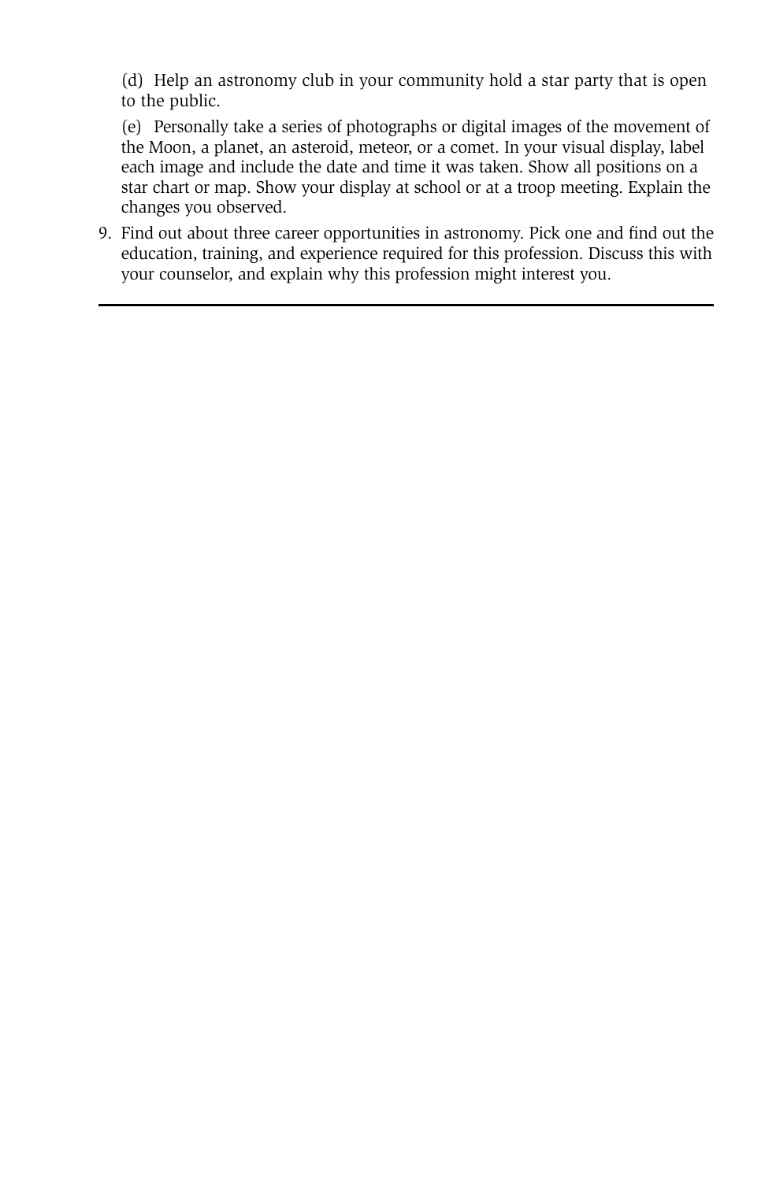(d) Help an astronomy club in your community hold a star party that is open to the public.

   (e) Personally take a series of photographs or digital images of the movement of the Moon, a planet, an asteroid, meteor, or a comet. In your visual display, label each image and include the date and time it was taken. Show all positions on a star chart or map. Show your display at school or at a troop meeting. Explain the changes you observed.

9. Find out about three career opportunities in astronomy. Pick one and find out the education, training, and experience required for this profession. Discuss this with your counselor, and explain why this profession might interest you.

---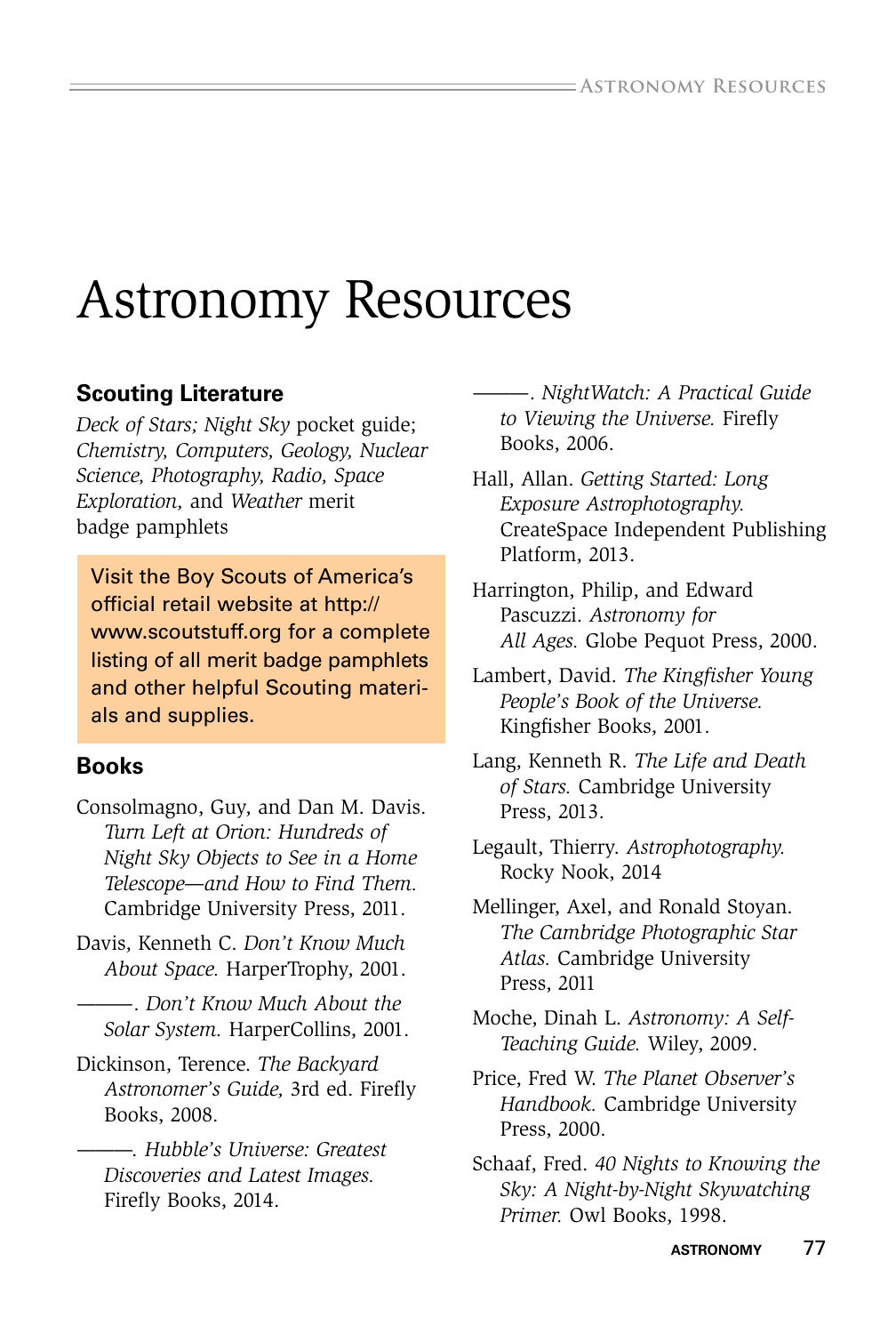# Astronomy Resources

## Scouting Literature

*Deck of Stars; Night Sky* pocket guide; *Chemistry, Computers, Geology, Nuclear Science, Photography, Radio, Space Exploration,* and *Weather* merit badge pamphlets

Visit the Boy Scouts of America's official retail website at http://www.scoutstuff.org for a complete listing of all merit badge pamphlets and other helpful Scouting materials and supplies.

## Books

Consolmagno, Guy, and Dan M. Davis. *Turn Left at Orion: Hundreds of Night Sky Objects to See in a Home Telescope—and How to Find Them.* Cambridge University Press, 2011.

Davis, Kenneth C. *Don't Know Much About Space.* HarperTrophy, 2001.

———. *Don't Know Much About the Solar System.* HarperCollins, 2001.

Dickinson, Terence. *The Backyard Astronomer's Guide,* 3rd ed. Firefly Books, 2008.

———. *Hubble's Universe: Greatest Discoveries and Latest Images.* Firefly Books, 2014.

———. *NightWatch: A Practical Guide to Viewing the Universe.* Firefly Books, 2006.

Hall, Allan. *Getting Started: Long Exposure Astrophotography.* CreateSpace Independent Publishing Platform, 2013.

Harrington, Philip, and Edward Pascuzzi. *Astronomy for All Ages.* Globe Pequot Press, 2000.

Lambert, David. *The Kingfisher Young People's Book of the Universe.* Kingfisher Books, 2001.

Lang, Kenneth R. *The Life and Death of Stars.* Cambridge University Press, 2013.

Legault, Thierry. *Astrophotography.* Rocky Nook, 2014

Mellinger, Axel, and Ronald Stoyan. *The Cambridge Photographic Star Atlas.* Cambridge University Press, 2011

Moche, Dinah L. *Astronomy: A Self-Teaching Guide.* Wiley, 2009.

Price, Fred W. *The Planet Observer's Handbook.* Cambridge University Press, 2000.

Schaaf, Fred. *40 Nights to Knowing the Sky: A Night-by-Night Skywatching Primer.* Owl Books, 1998.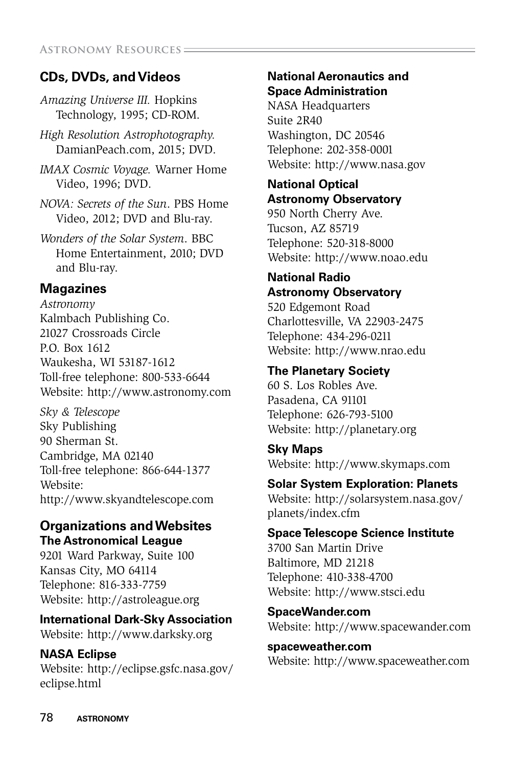## CDs, DVDs, and Videos

*Amazing Universe III.* Hopkins Technology, 1995; CD-ROM.

*High Resolution Astrophotography.* DamianPeach.com, 2015; DVD.

*IMAX Cosmic Voyage.* Warner Home Video, 1996; DVD.

*NOVA: Secrets of the Sun*. PBS Home Video, 2012; DVD and Blu-ray.

*Wonders of the Solar System*. BBC Home Entertainment, 2010; DVD and Blu-ray.

## Magazines

*Astronomy*
Kalmbach Publishing Co.
21027 Crossroads Circle
P.O. Box 1612
Waukesha, WI 53187-1612
Toll-free telephone: 800-533-6644
Website: http://www.astronomy.com

*Sky & Telescope*
Sky Publishing
90 Sherman St.
Cambridge, MA 02140
Toll-free telephone: 866-644-1377
Website:
http://www.skyandtelescope.com

## Organizations and Websites

**The Astronomical League**
9201 Ward Parkway, Suite 100
Kansas City, MO 64114
Telephone: 816-333-7759
Website: http://astroleague.org

**International Dark-Sky Association**
Website: http://www.darksky.org

**NASA Eclipse**
Website: http://eclipse.gsfc.nasa.gov/eclipse.html

**National Aeronautics and Space Administration**
NASA Headquarters
Suite 2R40
Washington, DC 20546
Telephone: 202-358-0001
Website: http://www.nasa.gov

**National Optical Astronomy Observatory**
950 North Cherry Ave.
Tucson, AZ 85719
Telephone: 520-318-8000
Website: http://www.noao.edu

**National Radio Astronomy Observatory**
520 Edgemont Road
Charlottesville, VA 22903-2475
Telephone: 434-296-0211
Website: http://www.nrao.edu

**The Planetary Society**
60 S. Los Robles Ave.
Pasadena, CA 91101
Telephone: 626-793-5100
Website: http://planetary.org

**Sky Maps**
Website: http://www.skymaps.com

**Solar System Exploration: Planets**
Website: http://solarsystem.nasa.gov/planets/index.cfm

**Space Telescope Science Institute**
3700 San Martin Drive
Baltimore, MD 21218
Telephone: 410-338-4700
Website: http://www.stsci.edu

**SpaceWander.com**
Website: http://www.spacewander.com

**spaceweather.com**
Website: http://www.spaceweather.com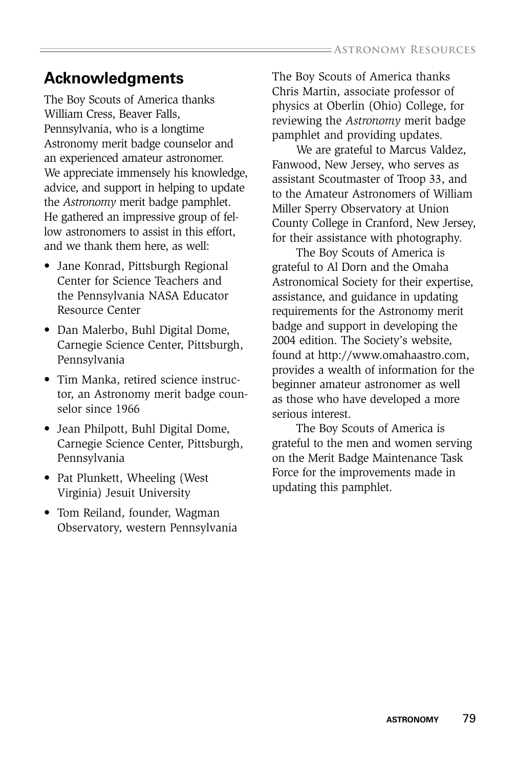## Acknowledgments

The Boy Scouts of America thanks William Cress, Beaver Falls, Pennsylvania, who is a longtime Astronomy merit badge counselor and an experienced amateur astronomer. We appreciate immensely his knowledge, advice, and support in helping to update the *Astronomy* merit badge pamphlet. He gathered an impressive group of fellow astronomers to assist in this effort, and we thank them here, as well:

- Jane Konrad, Pittsburgh Regional Center for Science Teachers and the Pennsylvania NASA Educator Resource Center
- Dan Malerbo, Buhl Digital Dome, Carnegie Science Center, Pittsburgh, Pennsylvania
- Tim Manka, retired science instructor, an Astronomy merit badge counselor since 1966
- Jean Philpott, Buhl Digital Dome, Carnegie Science Center, Pittsburgh, Pennsylvania
- Pat Plunkett, Wheeling (West Virginia) Jesuit University
- Tom Reiland, founder, Wagman Observatory, western Pennsylvania

The Boy Scouts of America thanks Chris Martin, associate professor of physics at Oberlin (Ohio) College, for reviewing the *Astronomy* merit badge pamphlet and providing updates.

We are grateful to Marcus Valdez, Fanwood, New Jersey, who serves as assistant Scoutmaster of Troop 33, and to the Amateur Astronomers of William Miller Sperry Observatory at Union County College in Cranford, New Jersey, for their assistance with photography.

The Boy Scouts of America is grateful to Al Dorn and the Omaha Astronomical Society for their expertise, assistance, and guidance in updating requirements for the Astronomy merit badge and support in developing the 2004 edition. The Society's website, found at http://www.omahaastro.com, provides a wealth of information for the beginner amateur astronomer as well as those who have developed a more serious interest.

The Boy Scouts of America is grateful to the men and women serving on the Merit Badge Maintenance Task Force for the improvements made in updating this pamphlet.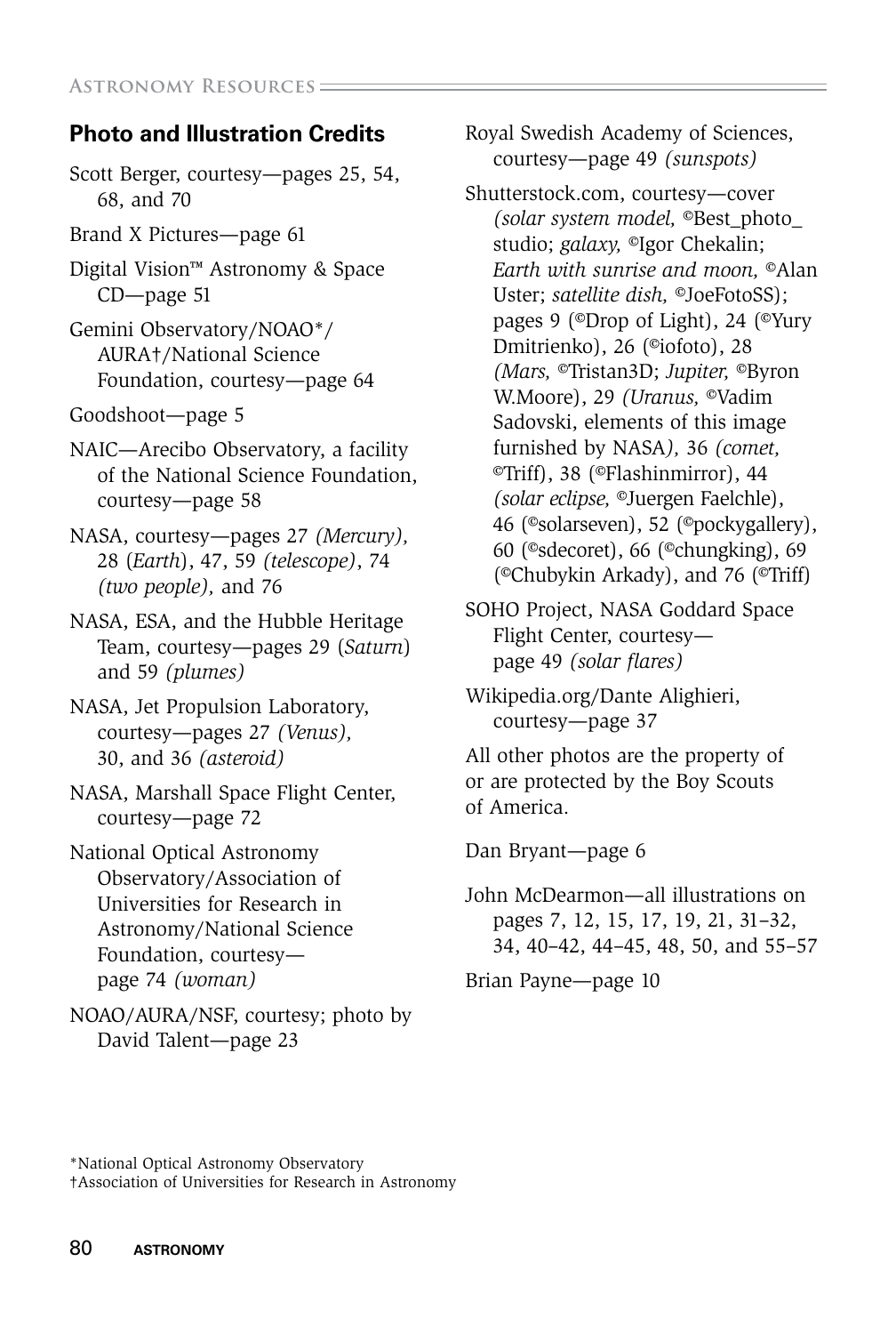## Photo and Illustration Credits

Scott Berger, courtesy—pages 25, 54, 68, and 70

Brand X Pictures—page 61

Digital Vision™ Astronomy & Space CD—page 51

Gemini Observatory/NOAO*/ AURA†/National Science Foundation, courtesy—page 64

Goodshoot—page 5

NAIC—Arecibo Observatory, a facility of the National Science Foundation, courtesy—page 58

NASA, courtesy—pages 27 *(Mercury),* 28 (*Earth*), 47, 59 *(telescope)*, 74 *(two people),* and 76

NASA, ESA, and the Hubble Heritage Team, courtesy—pages 29 (*Saturn*) and 59 *(plumes)*

NASA, Jet Propulsion Laboratory, courtesy—pages 27 *(Venus)*, 30, and 36 *(asteroid)*

NASA, Marshall Space Flight Center, courtesy—page 72

National Optical Astronomy Observatory/Association of Universities for Research in Astronomy/National Science Foundation, courtesy—page 74 *(woman)*

NOAO/AURA/NSF, courtesy; photo by David Talent—page 23

Royal Swedish Academy of Sciences, courtesy—page 49 *(sunspots)*

Shutterstock.com, courtesy—cover *(solar system model,* ©Best_photo_studio; *galaxy,* ©Igor Chekalin; *Earth with sunrise and moon,* ©Alan Uster; *satellite dish,* ©JoeFotoSS); pages 9 (©Drop of Light), 24 (©Yury Dmitrienko), 26 (©iofoto), 28 *(Mars,* ©Tristan3D; *Jupiter,* ©Byron W.Moore), 29 *(Uranus,* ©Vadim Sadovski, elements of this image furnished by NASA*)*, 36 *(comet,* ©Triff), 38 (©Flashinmirror), 44 *(solar eclipse,* ©Juergen Faelchle), 46 (©solarseven), 52 (©pockygallery), 60 (©sdecoret), 66 (©chungking), 69 (©Chubykin Arkady), and 76 (©Triff)

SOHO Project, NASA Goddard Space Flight Center, courtesy—page 49 *(solar flares)*

Wikipedia.org/Dante Alighieri, courtesy—page 37

All other photos are the property of or are protected by the Boy Scouts of America.

Dan Bryant—page 6

John McDearmon—all illustrations on pages 7, 12, 15, 17, 19, 21, 31–32, 34, 40–42, 44–45, 48, 50, and 55–57

Brian Payne—page 10

*National Optical Astronomy Observatory
†Association of Universities for Research in Astronomy